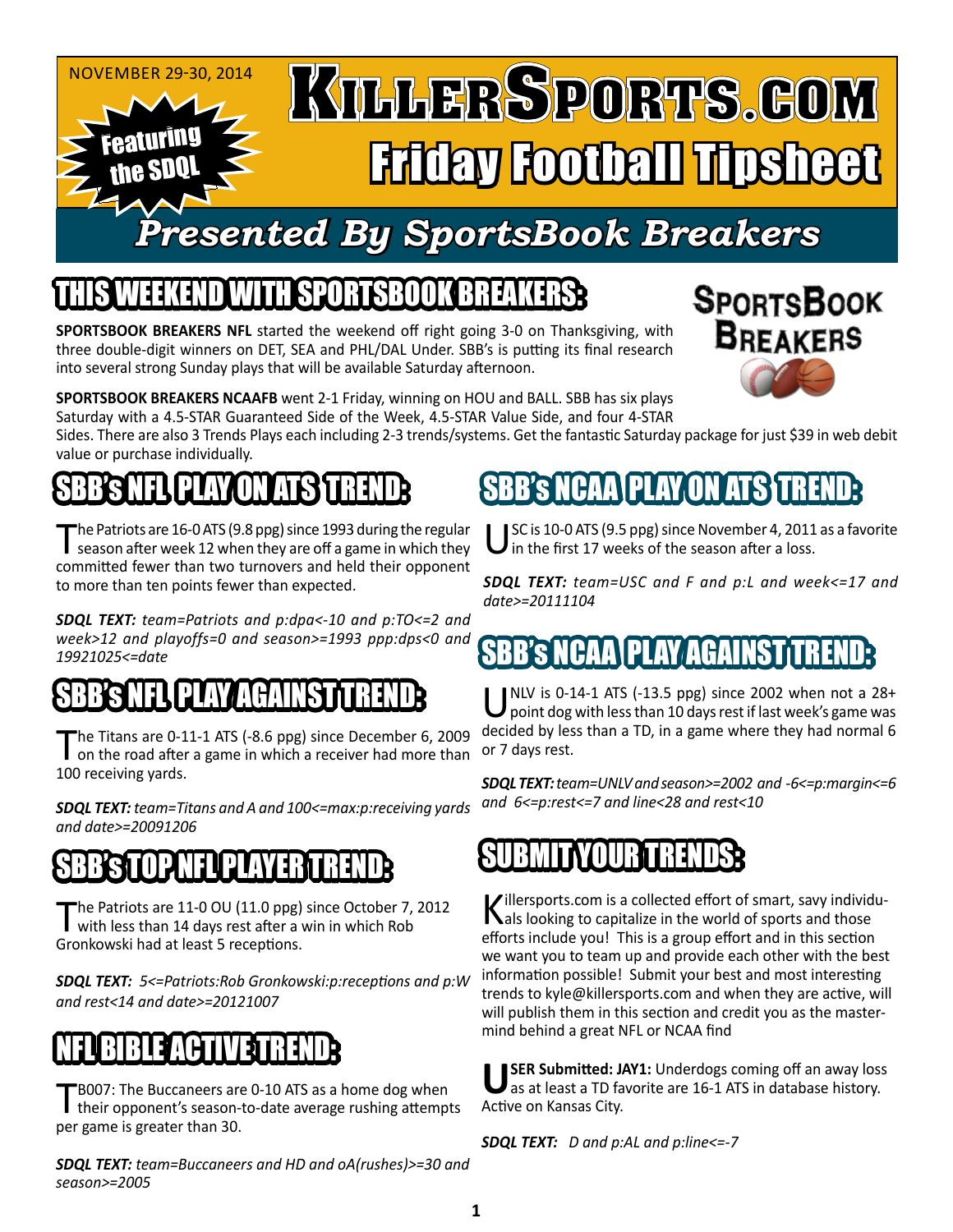NOVEMBER 29-30, 2014

Featuring the SDQL

# KillerSports.com Friday Football Tipsheet

## Presented By SportsBook Breakers

## THIS WEEKEND WITH SPORTSBOOK BREAKERS:

SportsBook Breakers

**SPORTSBOOK BREAKERS NFL** started the weekend off right going 3-0 on Thanksgiving, with three double-digit winners on DET, SEA and PHL/DAL Under. SBB's is putting its final research into several strong Sunday plays that will be available Saturday afternoon.

**SPORTSBOOK BREAKERS NCAAFB** went 2-1 Friday, winning on HOU and BALL. SBB has six plays Saturday with a 4.5-STAR Guaranteed Side of the Week, 4.5-STAR Value Side, and four 4-STAR Sides. There are also 3 Trends Plays each including 2-3 trends/systems. Get the fantastic Saturday package for just $39 in web debit value or purchase individually.

## SBB's NFL PLAY ON ATS TREND:

The Patriots are 16-0 ATS (9.8 ppg) since 1993 during the regular season after week 12 when they are off a game in which they committed fewer than two turnovers and held their opponent to more than ten points fewer than expected.

***SDQL TEXT:*** *team=Patriots and p:dpa<-10 and p:TO<=2 and week>12 and playoffs=0 and season>=1993 ppp:dps<0 and 19921025<=date*

## SBB's NFL PLAY AGAINST TREND:

The Titans are 0-11-1 ATS (-8.6 ppg) since December 6, 2009 on the road after a game in which a receiver had more than 100 receiving yards.

***SDQL TEXT:*** *team=Titans and A and 100<=max:p:receiving yards and date>=20091206*

## SBB's TOP NFL PLAYER TREND:

The Patriots are 11-0 OU (11.0 ppg) since October 7, 2012 with less than 14 days rest after a win in which Rob Gronkowski had at least 5 receptions.

***SDQL TEXT:*** *5<=Patriots:Rob Gronkowski:p:receptions and p:W and rest<14 and date>=20121007*

## NFL BIBLE ACTIVE TREND:

TB007: The Buccaneers are 0-10 ATS as a home dog when their opponent's season-to-date average rushing attempts per game is greater than 30.

***SDQL TEXT:*** *team=Buccaneers and HD and oA(rushes)>=30 and season>=2005*

## SBB's NCAA PLAY ON ATS TREND:

USC is 10-0 ATS (9.5 ppg) since November 4, 2011 as a favorite in the first 17 weeks of the season after a loss.

***SDQL TEXT:*** *team=USC and F and p:L and week<=17 and date>=20111104*

## SBB's NCAA PLAY AGAINST TREND:

UNLV is 0-14-1 ATS (-13.5 ppg) since 2002 when not a 28+ point dog with less than 10 days rest if last week's game was decided by less than a TD, in a game where they had normal 6 or 7 days rest.

***SDQL TEXT:*** *team=UNLV and season>=2002 and -6<=p:margin<=6 and 6<=p:rest<=7 and line<28 and rest<10*

## SUBMIT YOUR TRENDS:

Killersports.com is a collected effort of smart, savvy individuals looking to capitalize in the world of sports and those efforts include you! This is a group effort and in this section we want you to team up and provide each other with the best information possible! Submit your best and most interesting trends to kyle@killersports.com and when they are active, will will publish them in this section and credit you as the mastermind behind a great NFL or NCAA find

**USER Submitted: JAY1:** Underdogs coming off an away loss as at least a TD favorite are 16-1 ATS in database history. Active on Kansas City.

***SDQL TEXT:*** *D and p:AL and p:line<=-7*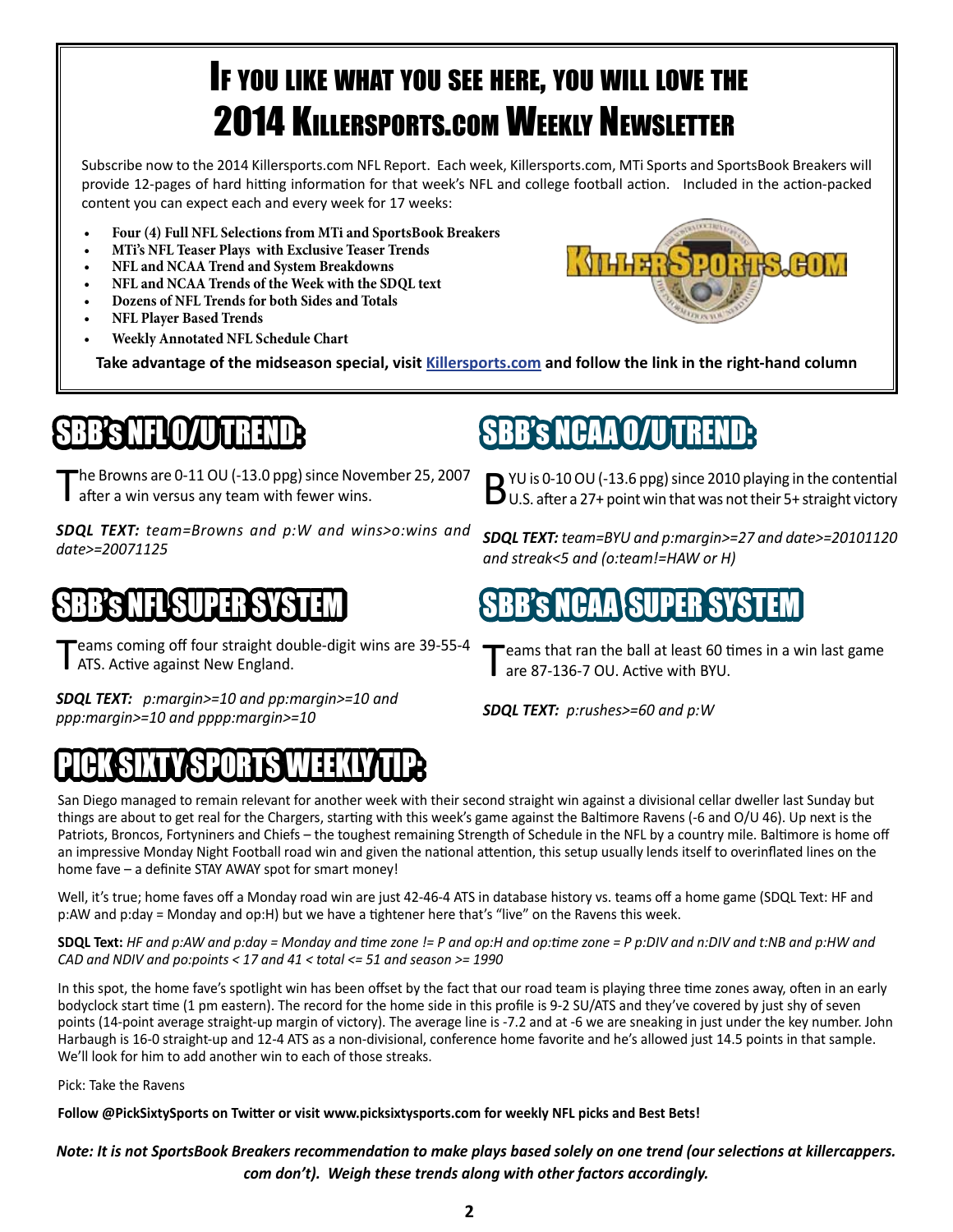# If you like what you see here, you will love the 2014 Killersports.com Weekly Newsletter

Subscribe now to the 2014 Killersports.com NFL Report. Each week, Killersports.com, MTi Sports and SportsBook Breakers will provide 12-pages of hard hitting information for that week's NFL and college football action. Included in the action-packed content you can expect each and every week for 17 weeks:

- **Four (4) Full NFL Selections from MTi and SportsBook Breakers**
- **MTi's NFL Teaser Plays with Exclusive Teaser Trends**
- **NFL and NCAA Trend and System Breakdowns**
- **NFL and NCAA Trends of the Week with the SDQL text**
- **Dozens of NFL Trends for both Sides and Totals**
- **NFL Player Based Trends**
- **Weekly Annotated NFL Schedule Chart**

**Take advantage of the midseason special, visit Killersports.com and follow the link in the right-hand column**

## SBB's NFL O/U Trend:

The Browns are 0-11 OU (-13.0 ppg) since November 25, 2007 after a win versus any team with fewer wins.

***SDQL TEXT:*** *team=Browns and p:W and wins>o:wins and date>=20071125*

## SBB's NCAA O/U Trend:

BYU is 0-10 OU (-13.6 ppg) since 2010 playing in the contential U.S. after a 27+ point win that was not their 5+ straight victory

***SDQL TEXT:*** *team=BYU and p:margin>=27 and date>=20101120 and streak<5 and (o:team!=HAW or H)*

## SBB's NFL Super System

Teams coming off four straight double-digit wins are 39-55-4 ATS. Active against New England.

***SDQL TEXT:*** *p:margin>=10 and pp:margin>=10 and ppp:margin>=10 and pppp:margin>=10*

## SBB's NCAA Super System

Teams that ran the ball at least 60 times in a win last game are 87-136-7 OU. Active with BYU.

***SDQL TEXT:*** *p:rushes>=60 and p:W*

## Pick Sixty Sports Weekly Tip:

San Diego managed to remain relevant for another week with their second straight win against a divisional cellar dweller last Sunday but things are about to get real for the Chargers, starting with this week's game against the Baltimore Ravens (-6 and O/U 46). Up next is the Patriots, Broncos, Fortyniners and Chiefs – the toughest remaining Strength of Schedule in the NFL by a country mile. Baltimore is home off an impressive Monday Night Football road win and given the national attention, this setup usually lends itself to overinflated lines on the home fave – a definite STAY AWAY spot for smart money!

Well, it's true; home faves off a Monday road win are just 42-46-4 ATS in database history vs. teams off a home game (SDQL Text: HF and p:AW and p:day = Monday and op:H) but we have a tightener here that's "live" on the Ravens this week.

**SDQL Text:** *HF and p:AW and p:day = Monday and time zone != P and op:H and op:time zone = P p:DIV and n:DIV and t:NB and p:HW and CAD and NDIV and po:points < 17 and 41 < total <= 51 and season >= 1990*

In this spot, the home fave's spotlight win has been offset by the fact that our road team is playing three time zones away, often in an early bodyclock start time (1 pm eastern). The record for the home side in this profile is 9-2 SU/ATS and they've covered by just shy of seven points (14-point average straight-up margin of victory). The average line is -7.2 and at -6 we are sneaking in just under the key number. John Harbaugh is 16-0 straight-up and 12-4 ATS as a non-divisional, conference home favorite and he's allowed just 14.5 points in that sample. We'll look for him to add another win to each of those streaks.

Pick: Take the Ravens

**Follow @PickSixtySports on Twitter or visit www.picksixtysports.com for weekly NFL picks and Best Bets!**

***Note: It is not SportsBook Breakers recommendation to make plays based solely on one trend (our selections at killercappers.com don't). Weigh these trends along with other factors accordingly.***